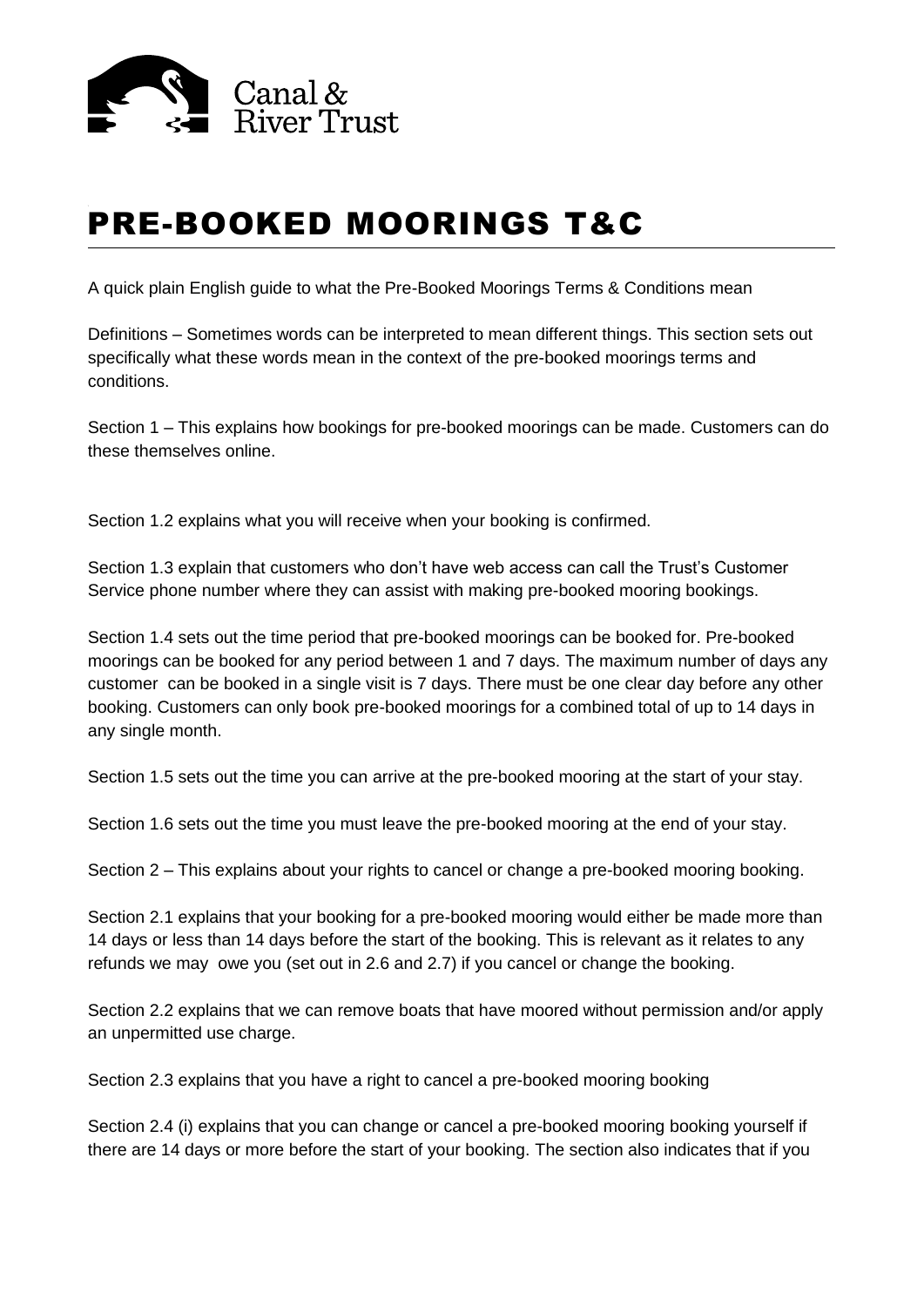Canal & River Trust

# PRE-BOOKED MOORINGS T&C

A quick plain English guide to what the Pre-Booked Moorings Terms & Conditions mean

Definitions – Sometimes words can be interpreted to mean different things. This section sets out specifically what these words mean in the context of the pre-booked moorings terms and conditions.

Section 1 – This explains how bookings for pre-booked moorings can be made. Customers can do these themselves online.

Section 1.2 explains what you will receive when your booking is confirmed.

Section 1.3 explain that customers who don't have web access can call the Trust's Customer Service phone number where they can assist with making pre-booked mooring bookings.

Section 1.4 sets out the time period that pre-booked moorings can be booked for. Pre-booked moorings can be booked for any period between 1 and 7 days. The maximum number of days any customer can be booked in a single visit is 7 days. There must be one clear day before any other booking. Customers can only book pre-booked moorings for a combined total of up to 14 days in any single month.

Section 1.5 sets out the time you can arrive at the pre-booked mooring at the start of your stay.

Section 1.6 sets out the time you must leave the pre-booked mooring at the end of your stay.

Section 2 – This explains about your rights to cancel or change a pre-booked mooring booking.

Section 2.1 explains that your booking for a pre-booked mooring would either be made more than 14 days or less than 14 days before the start of the booking. This is relevant as it relates to any refunds we may owe you (set out in 2.6 and 2.7) if you cancel or change the booking.

Section 2.2 explains that we can remove boats that have moored without permission and/or apply an unpermitted use charge.

Section 2.3 explains that you have a right to cancel a pre-booked mooring booking

Section 2.4 (i) explains that you can change or cancel a pre-booked mooring booking yourself if there are 14 days or more before the start of your booking. The section also indicates that if you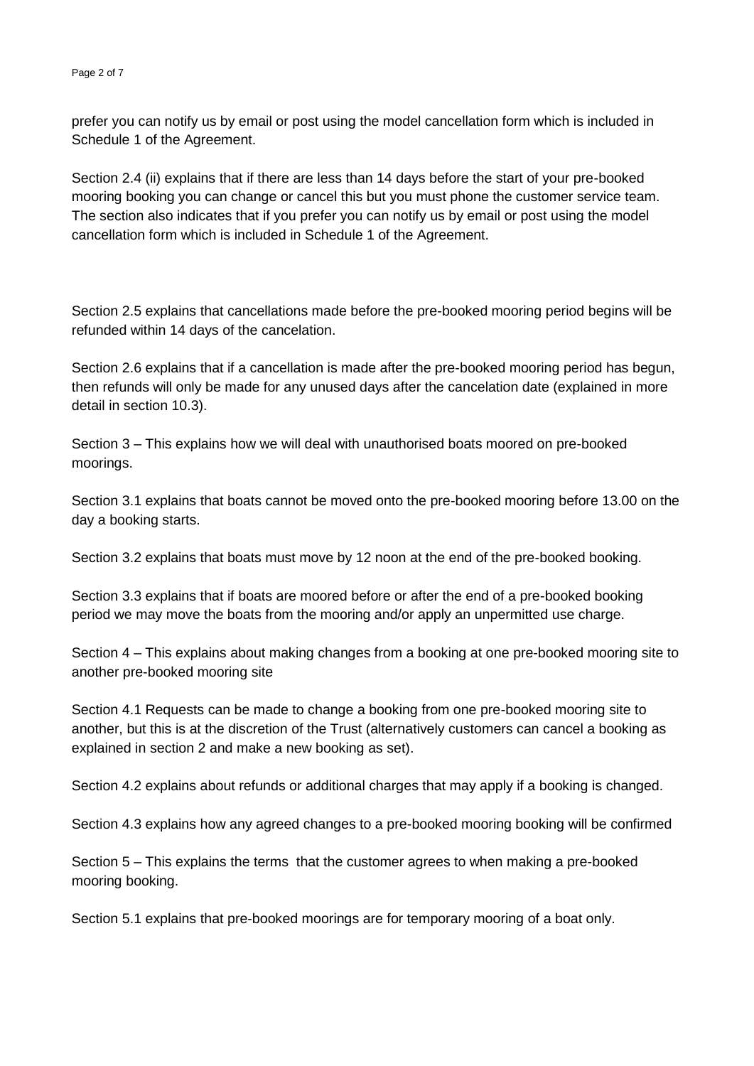prefer you can notify us by email or post using the model cancellation form which is included in Schedule 1 of the Agreement.

Section 2.4 (ii) explains that if there are less than 14 days before the start of your pre-booked mooring booking you can change or cancel this but you must phone the customer service team. The section also indicates that if you prefer you can notify us by email or post using the model cancellation form which is included in Schedule 1 of the Agreement.

Section 2.5 explains that cancellations made before the pre-booked mooring period begins will be refunded within 14 days of the cancelation.

Section 2.6 explains that if a cancellation is made after the pre-booked mooring period has begun, then refunds will only be made for any unused days after the cancelation date (explained in more detail in section 10.3).

Section 3 – This explains how we will deal with unauthorised boats moored on pre-booked moorings.

Section 3.1 explains that boats cannot be moved onto the pre-booked mooring before 13.00 on the day a booking starts.

Section 3.2 explains that boats must move by 12 noon at the end of the pre-booked booking.

Section 3.3 explains that if boats are moored before or after the end of a pre-booked booking period we may move the boats from the mooring and/or apply an unpermitted use charge.

Section 4 – This explains about making changes from a booking at one pre-booked mooring site to another pre-booked mooring site

Section 4.1 Requests can be made to change a booking from one pre-booked mooring site to another, but this is at the discretion of the Trust (alternatively customers can cancel a booking as explained in section 2 and make a new booking as set).

Section 4.2 explains about refunds or additional charges that may apply if a booking is changed.

Section 4.3 explains how any agreed changes to a pre-booked mooring booking will be confirmed

Section 5 – This explains the terms that the customer agrees to when making a pre-booked mooring booking.

Section 5.1 explains that pre-booked moorings are for temporary mooring of a boat only.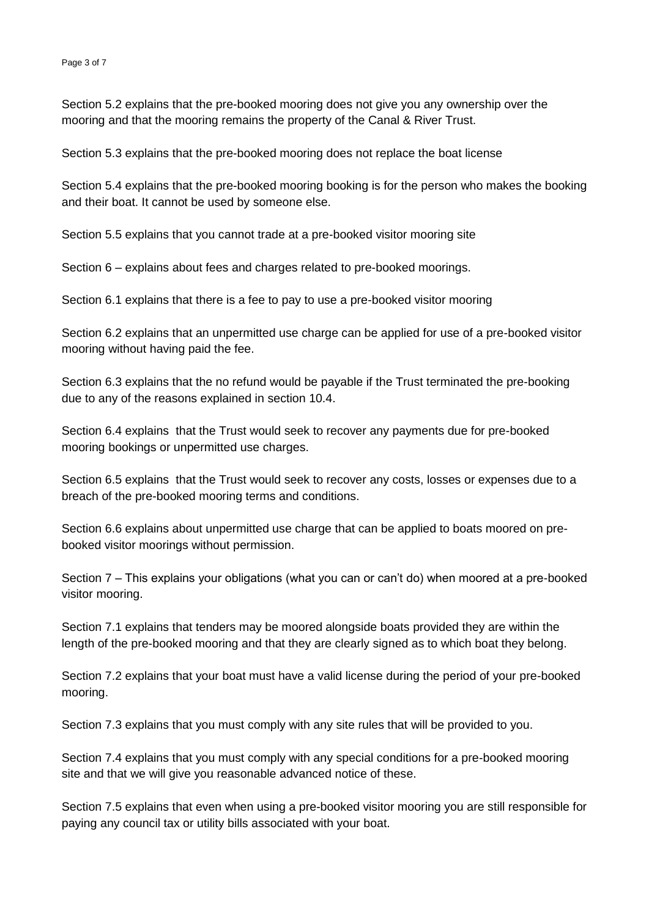Section 5.2 explains that the pre-booked mooring does not give you any ownership over the mooring and that the mooring remains the property of the Canal & River Trust.

Section 5.3 explains that the pre-booked mooring does not replace the boat license

Section 5.4 explains that the pre-booked mooring booking is for the person who makes the booking and their boat. It cannot be used by someone else.

Section 5.5 explains that you cannot trade at a pre-booked visitor mooring site

Section 6 – explains about fees and charges related to pre-booked moorings.

Section 6.1 explains that there is a fee to pay to use a pre-booked visitor mooring

Section 6.2 explains that an unpermitted use charge can be applied for use of a pre-booked visitor mooring without having paid the fee.

Section 6.3 explains that the no refund would be payable if the Trust terminated the pre-booking due to any of the reasons explained in section 10.4.

Section 6.4 explains that the Trust would seek to recover any payments due for pre-booked mooring bookings or unpermitted use charges.

Section 6.5 explains that the Trust would seek to recover any costs, losses or expenses due to a breach of the pre-booked mooring terms and conditions.

Section 6.6 explains about unpermitted use charge that can be applied to boats moored on pre-booked visitor moorings without permission.

Section 7 – This explains your obligations (what you can or can't do) when moored at a pre-booked visitor mooring.

Section 7.1 explains that tenders may be moored alongside boats provided they are within the length of the pre-booked mooring and that they are clearly signed as to which boat they belong.

Section 7.2 explains that your boat must have a valid license during the period of your pre-booked mooring.

Section 7.3 explains that you must comply with any site rules that will be provided to you.

Section 7.4 explains that you must comply with any special conditions for a pre-booked mooring site and that we will give you reasonable advanced notice of these.

Section 7.5 explains that even when using a pre-booked visitor mooring you are still responsible for paying any council tax or utility bills associated with your boat.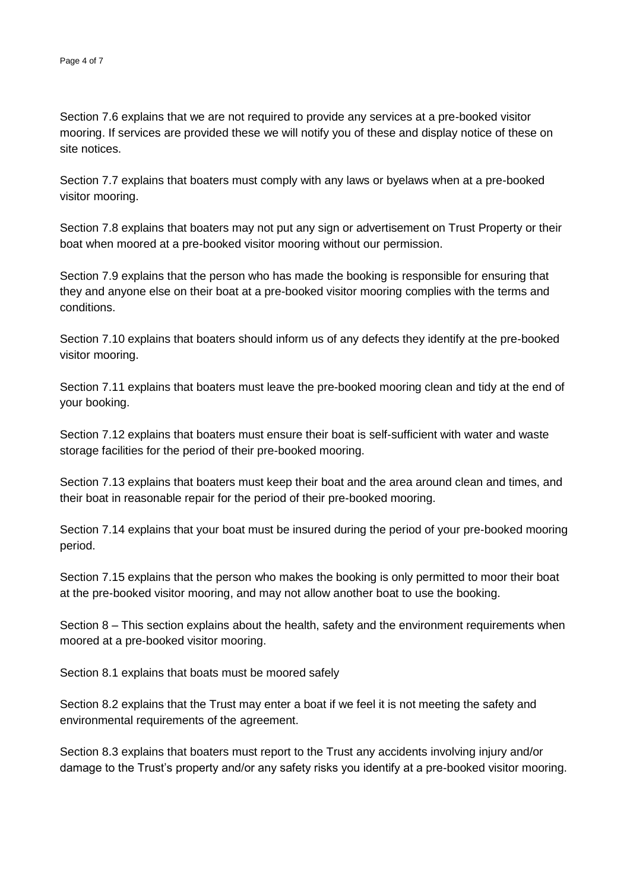Section 7.6 explains that we are not required to provide any services at a pre-booked visitor mooring. If services are provided these we will notify you of these and display notice of these on site notices.

Section 7.7 explains that boaters must comply with any laws or byelaws when at a pre-booked visitor mooring.

Section 7.8 explains that boaters may not put any sign or advertisement on Trust Property or their boat when moored at a pre-booked visitor mooring without our permission.

Section 7.9 explains that the person who has made the booking is responsible for ensuring that they and anyone else on their boat at a pre-booked visitor mooring complies with the terms and conditions.

Section 7.10 explains that boaters should inform us of any defects they identify at the pre-booked visitor mooring.

Section 7.11 explains that boaters must leave the pre-booked mooring clean and tidy at the end of your booking.

Section 7.12 explains that boaters must ensure their boat is self-sufficient with water and waste storage facilities for the period of their pre-booked mooring.

Section 7.13 explains that boaters must keep their boat and the area around clean and times, and their boat in reasonable repair for the period of their pre-booked mooring.

Section 7.14 explains that your boat must be insured during the period of your pre-booked mooring period.

Section 7.15 explains that the person who makes the booking is only permitted to moor their boat at the pre-booked visitor mooring, and may not allow another boat to use the booking.

Section 8 – This section explains about the health, safety and the environment requirements when moored at a pre-booked visitor mooring.

Section 8.1 explains that boats must be moored safely

Section 8.2 explains that the Trust may enter a boat if we feel it is not meeting the safety and environmental requirements of the agreement.

Section 8.3 explains that boaters must report to the Trust any accidents involving injury and/or damage to the Trust's property and/or any safety risks you identify at a pre-booked visitor mooring.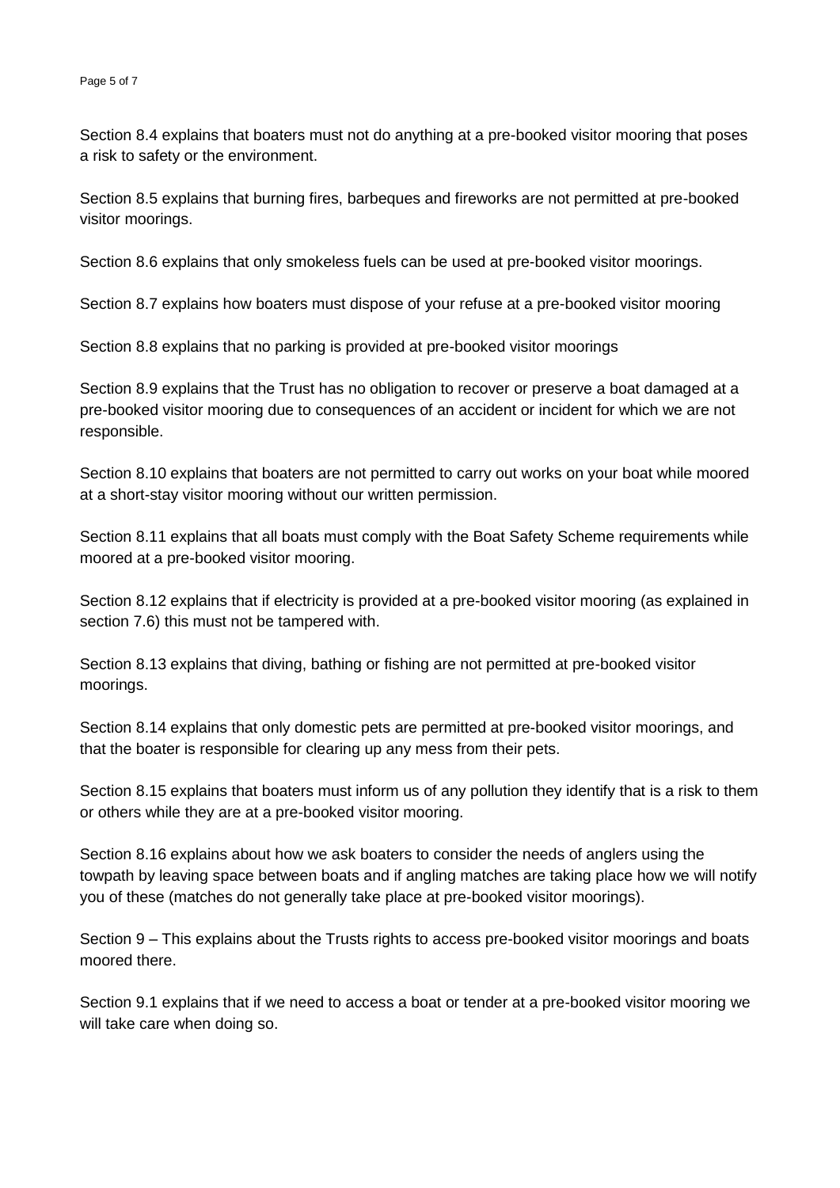Section 8.4 explains that boaters must not do anything at a pre-booked visitor mooring that poses a risk to safety or the environment.

Section 8.5 explains that burning fires, barbeques and fireworks are not permitted at pre-booked visitor moorings.

Section 8.6 explains that only smokeless fuels can be used at pre-booked visitor moorings.

Section 8.7 explains how boaters must dispose of your refuse at a pre-booked visitor mooring

Section 8.8 explains that no parking is provided at pre-booked visitor moorings

Section 8.9 explains that the Trust has no obligation to recover or preserve a boat damaged at a pre-booked visitor mooring due to consequences of an accident or incident for which we are not responsible.

Section 8.10 explains that boaters are not permitted to carry out works on your boat while moored at a short-stay visitor mooring without our written permission.

Section 8.11 explains that all boats must comply with the Boat Safety Scheme requirements while moored at a pre-booked visitor mooring.

Section 8.12 explains that if electricity is provided at a pre-booked visitor mooring (as explained in section 7.6) this must not be tampered with.

Section 8.13 explains that diving, bathing or fishing are not permitted at pre-booked visitor moorings.

Section 8.14 explains that only domestic pets are permitted at pre-booked visitor moorings, and that the boater is responsible for clearing up any mess from their pets.

Section 8.15 explains that boaters must inform us of any pollution they identify that is a risk to them or others while they are at a pre-booked visitor mooring.

Section 8.16 explains about how we ask boaters to consider the needs of anglers using the towpath by leaving space between boats and if angling matches are taking place how we will notify you of these (matches do not generally take place at pre-booked visitor moorings).

Section 9 – This explains about the Trusts rights to access pre-booked visitor moorings and boats moored there.

Section 9.1 explains that if we need to access a boat or tender at a pre-booked visitor mooring we will take care when doing so.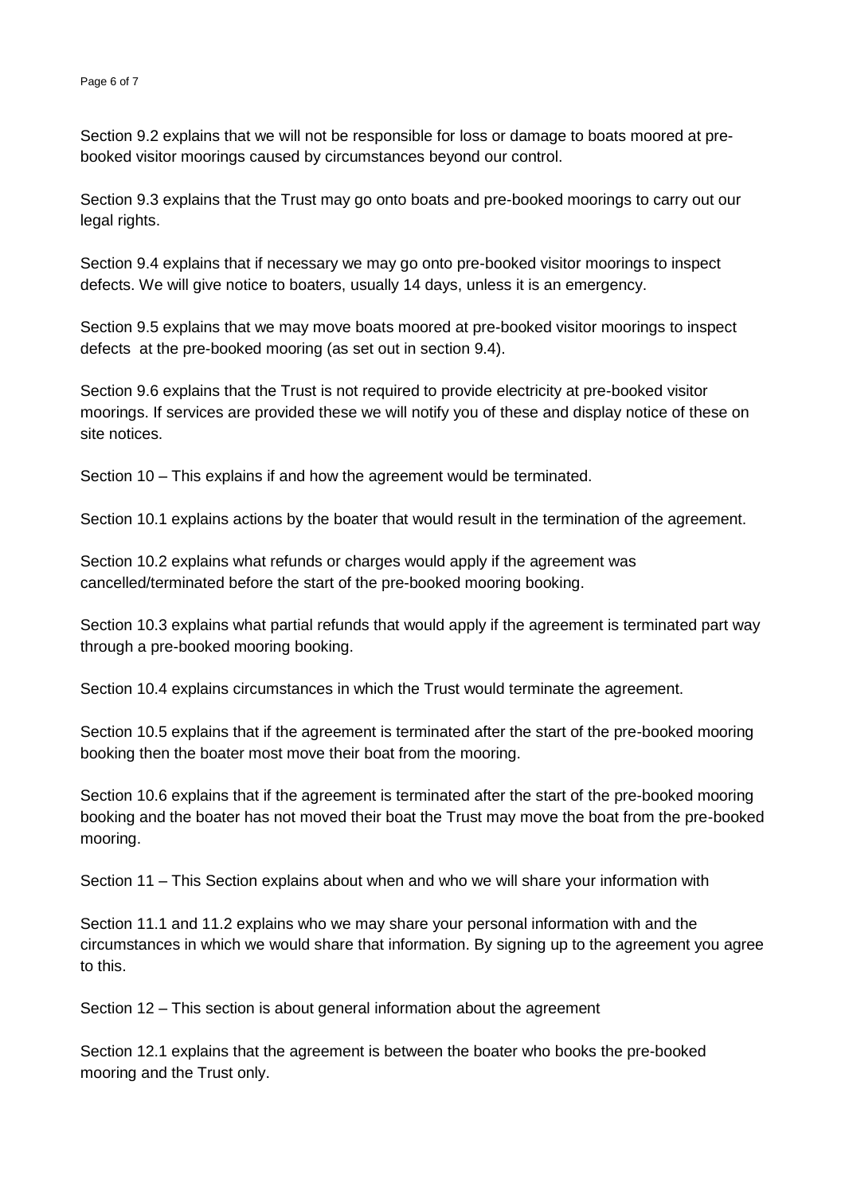Section 9.2 explains that we will not be responsible for loss or damage to boats moored at pre-booked visitor moorings caused by circumstances beyond our control.

Section 9.3 explains that the Trust may go onto boats and pre-booked moorings to carry out our legal rights.

Section 9.4 explains that if necessary we may go onto pre-booked visitor moorings to inspect defects. We will give notice to boaters, usually 14 days, unless it is an emergency.

Section 9.5 explains that we may move boats moored at pre-booked visitor moorings to inspect defects  at the pre-booked mooring (as set out in section 9.4).

Section 9.6 explains that the Trust is not required to provide electricity at pre-booked visitor moorings. If services are provided these we will notify you of these and display notice of these on site notices.

Section 10 – This explains if and how the agreement would be terminated.

Section 10.1 explains actions by the boater that would result in the termination of the agreement.

Section 10.2 explains what refunds or charges would apply if the agreement was cancelled/terminated before the start of the pre-booked mooring booking.

Section 10.3 explains what partial refunds that would apply if the agreement is terminated part way through a pre-booked mooring booking.

Section 10.4 explains circumstances in which the Trust would terminate the agreement.

Section 10.5 explains that if the agreement is terminated after the start of the pre-booked mooring booking then the boater most move their boat from the mooring.

Section 10.6 explains that if the agreement is terminated after the start of the pre-booked mooring booking and the boater has not moved their boat the Trust may move the boat from the pre-booked mooring.

Section 11 – This Section explains about when and who we will share your information with

Section 11.1 and 11.2 explains who we may share your personal information with and the circumstances in which we would share that information. By signing up to the agreement you agree to this.

Section 12 – This section is about general information about the agreement

Section 12.1 explains that the agreement is between the boater who books the pre-booked mooring and the Trust only.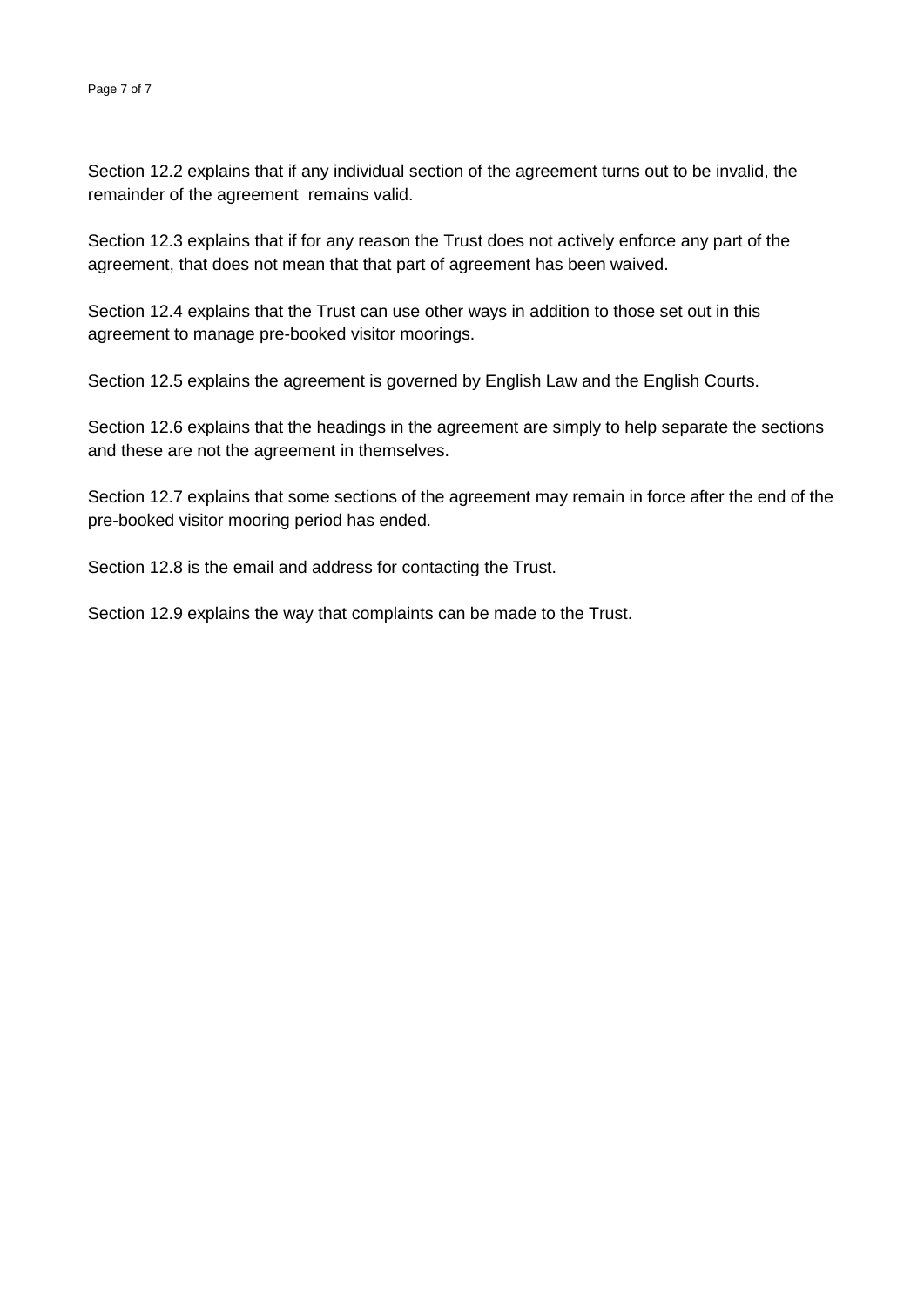Section 12.2 explains that if any individual section of the agreement turns out to be invalid, the remainder of the agreement remains valid.

Section 12.3 explains that if for any reason the Trust does not actively enforce any part of the agreement, that does not mean that that part of agreement has been waived.

Section 12.4 explains that the Trust can use other ways in addition to those set out in this agreement to manage pre-booked visitor moorings.

Section 12.5 explains the agreement is governed by English Law and the English Courts.

Section 12.6 explains that the headings in the agreement are simply to help separate the sections and these are not the agreement in themselves.

Section 12.7 explains that some sections of the agreement may remain in force after the end of the pre-booked visitor mooring period has ended.

Section 12.8 is the email and address for contacting the Trust.

Section 12.9 explains the way that complaints can be made to the Trust.